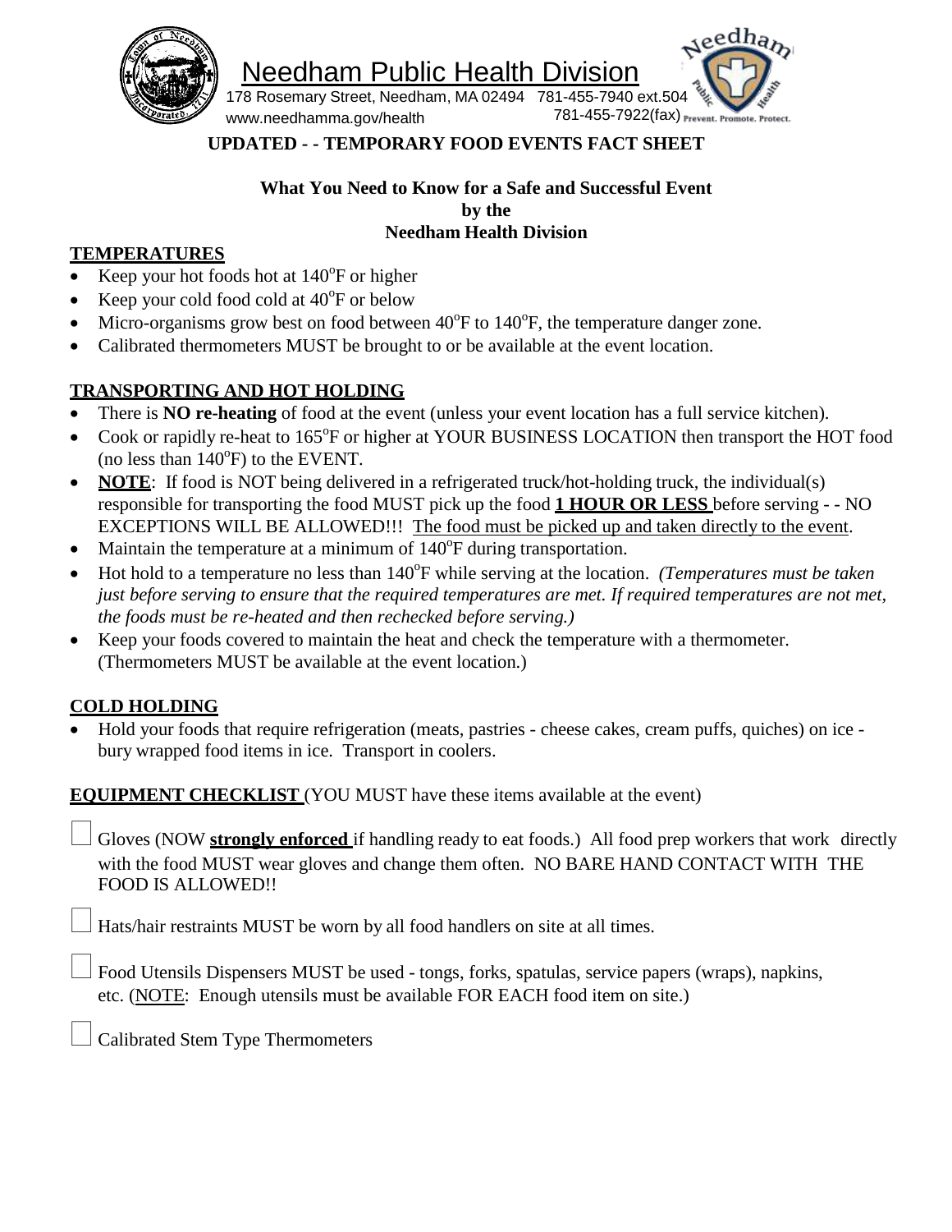# Needham Public Health Division

178 Rosemary Street, Needham, MA 02494 781-455-7940 ext.504
www.needhamma.gov/health 781-455-7922(fax)

Prevent. Promote. Protect.

**UPDATED - - TEMPORARY FOOD EVENTS FACT SHEET**

**What You Need to Know for a Safe and Successful Event by the Needham Health Division**

## TEMPERATURES

- Keep your hot foods hot at 140°F or higher
- Keep your cold food cold at 40°F or below
- Micro-organisms grow best on food between 40°F to 140°F, the temperature danger zone.
- Calibrated thermometers MUST be brought to or be available at the event location.

## TRANSPORTING AND HOT HOLDING

- There is **NO re-heating** of food at the event (unless your event location has a full service kitchen).
- Cook or rapidly re-heat to 165°F or higher at YOUR BUSINESS LOCATION then transport the HOT food (no less than 140°F) to the EVENT.
- **NOTE**: If food is NOT being delivered in a refrigerated truck/hot-holding truck, the individual(s) responsible for transporting the food MUST pick up the food **1 HOUR OR LESS** before serving - - NO EXCEPTIONS WILL BE ALLOWED!!! The food must be picked up and taken directly to the event.
- Maintain the temperature at a minimum of 140°F during transportation.
- Hot hold to a temperature no less than 140°F while serving at the location. *(Temperatures must be taken just before serving to ensure that the required temperatures are met. If required temperatures are not met, the foods must be re-heated and then rechecked before serving.)*
- Keep your foods covered to maintain the heat and check the temperature with a thermometer. (Thermometers MUST be available at the event location.)

## COLD HOLDING

- Hold your foods that require refrigeration (meats, pastries - cheese cakes, cream puffs, quiches) on ice - bury wrapped food items in ice. Transport in coolers.

## EQUIPMENT CHECKLIST (YOU MUST have these items available at the event)

- [ ] Gloves (NOW **strongly enforced** if handling ready to eat foods.) All food prep workers that work directly with the food MUST wear gloves and change them often. NO BARE HAND CONTACT WITH THE FOOD IS ALLOWED!!
- [ ] Hats/hair restraints MUST be worn by all food handlers on site at all times.
- [ ] Food Utensils Dispensers MUST be used - tongs, forks, spatulas, service papers (wraps), napkins, etc. (NOTE: Enough utensils must be available FOR EACH food item on site.)
- [ ] Calibrated Stem Type Thermometers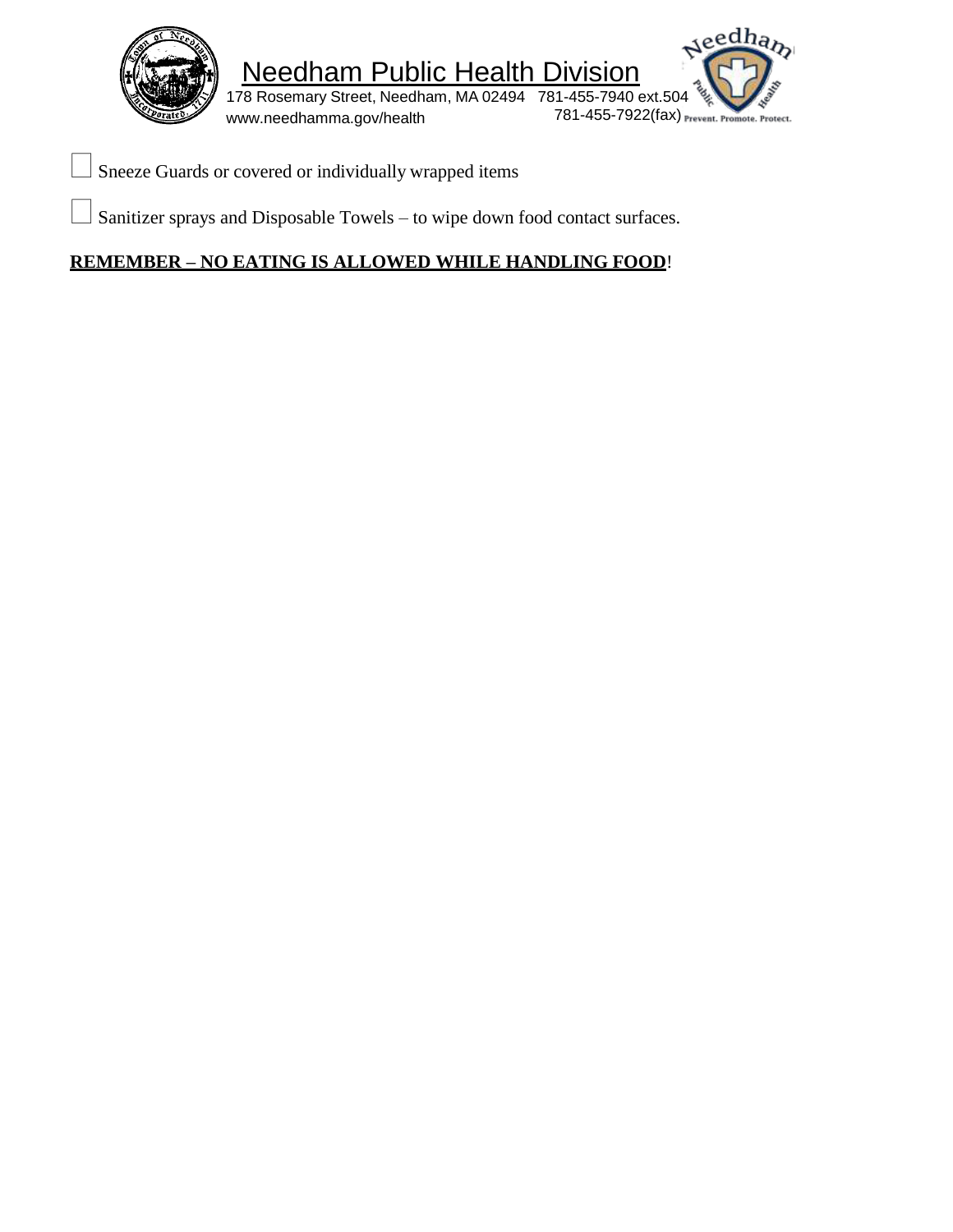# Needham Public Health Division

178 Rosemary Street, Needham, MA 02494 781-455-7940 ext.504
www.needhamma.gov/health 781-455-7922(fax)

- ☐ Sneeze Guards or covered or individually wrapped items
- ☐ Sanitizer sprays and Disposable Towels – to wipe down food contact surfaces.

**REMEMBER – NO EATING IS ALLOWED WHILE HANDLING FOOD**!